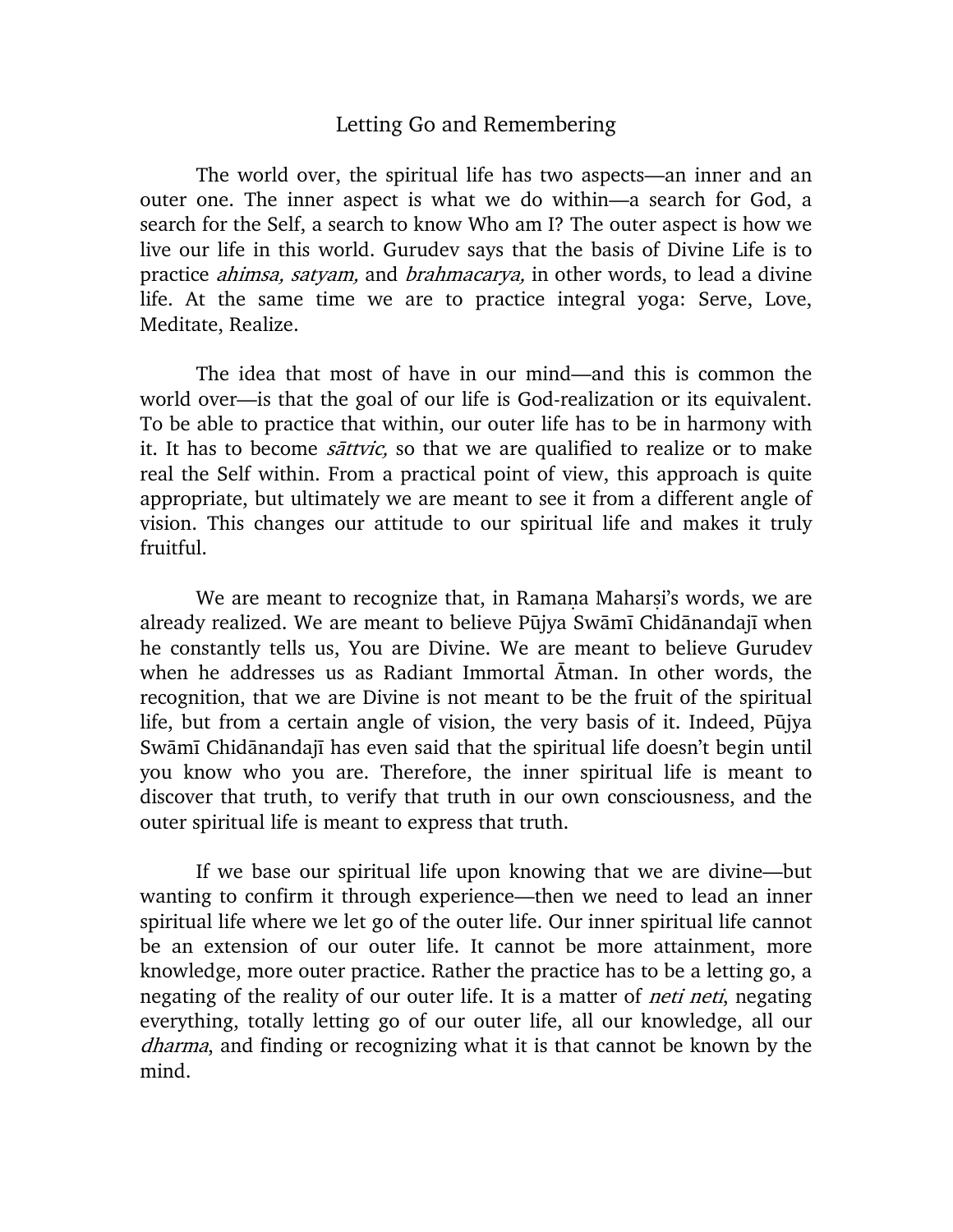# Letting Go and Remembering

The world over, the spiritual life has two aspects—an inner and an outer one. The inner aspect is what we do within—a search for God, a search for the Self, a search to know Who am I? The outer aspect is how we live our life in this world. Gurudev says that the basis of Divine Life is to practice *ahimsa, satyam,* and *brahmacarya,* in other words, to lead a divine life. At the same time we are to practice integral yoga: Serve, Love, Meditate, Realize.

The idea that most of have in our mind—and this is common the world over—is that the goal of our life is God-realization or its equivalent. To be able to practice that within, our outer life has to be in harmony with it. It has to become *sāttvic,* so that we are qualified to realize or to make real the Self within. From a practical point of view, this approach is quite appropriate, but ultimately we are meant to see it from a different angle of vision. This changes our attitude to our spiritual life and makes it truly fruitful.

We are meant to recognize that, in Ramaṇa Maharṣi's words, we are already realized. We are meant to believe Pūjya Swāmī Chidānandajī when he constantly tells us, You are Divine. We are meant to believe Gurudev when he addresses us as Radiant Immortal Ātman. In other words, the recognition, that we are Divine is not meant to be the fruit of the spiritual life, but from a certain angle of vision, the very basis of it. Indeed, Pūjya Swāmī Chidānandajī has even said that the spiritual life doesn't begin until you know who you are. Therefore, the inner spiritual life is meant to discover that truth, to verify that truth in our own consciousness, and the outer spiritual life is meant to express that truth.

If we base our spiritual life upon knowing that we are divine—but wanting to confirm it through experience—then we need to lead an inner spiritual life where we let go of the outer life. Our inner spiritual life cannot be an extension of our outer life. It cannot be more attainment, more knowledge, more outer practice. Rather the practice has to be a letting go, a negating of the reality of our outer life. It is a matter of *neti neti*, negating everything, totally letting go of our outer life, all our knowledge, all our *dharma*, and finding or recognizing what it is that cannot be known by the mind.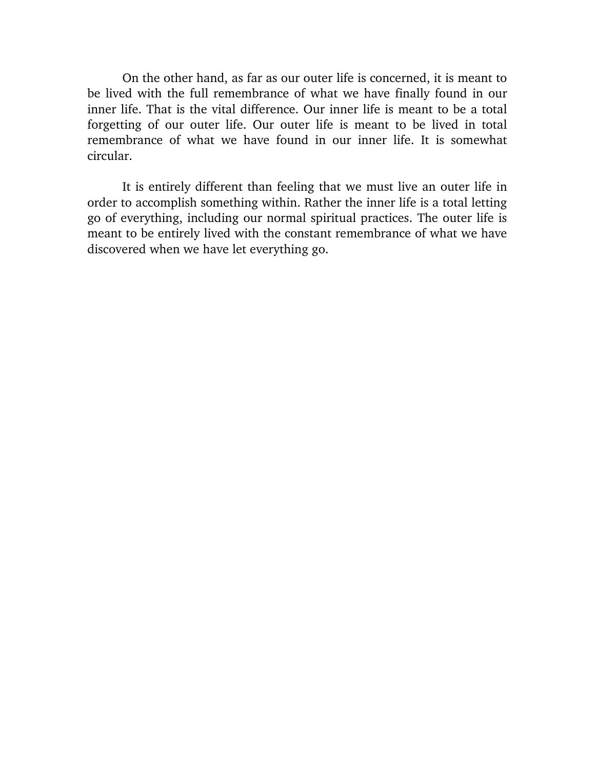On the other hand, as far as our outer life is concerned, it is meant to be lived with the full remembrance of what we have finally found in our inner life. That is the vital difference. Our inner life is meant to be a total forgetting of our outer life. Our outer life is meant to be lived in total remembrance of what we have found in our inner life. It is somewhat circular.

It is entirely different than feeling that we must live an outer life in order to accomplish something within. Rather the inner life is a total letting go of everything, including our normal spiritual practices. The outer life is meant to be entirely lived with the constant remembrance of what we have discovered when we have let everything go.